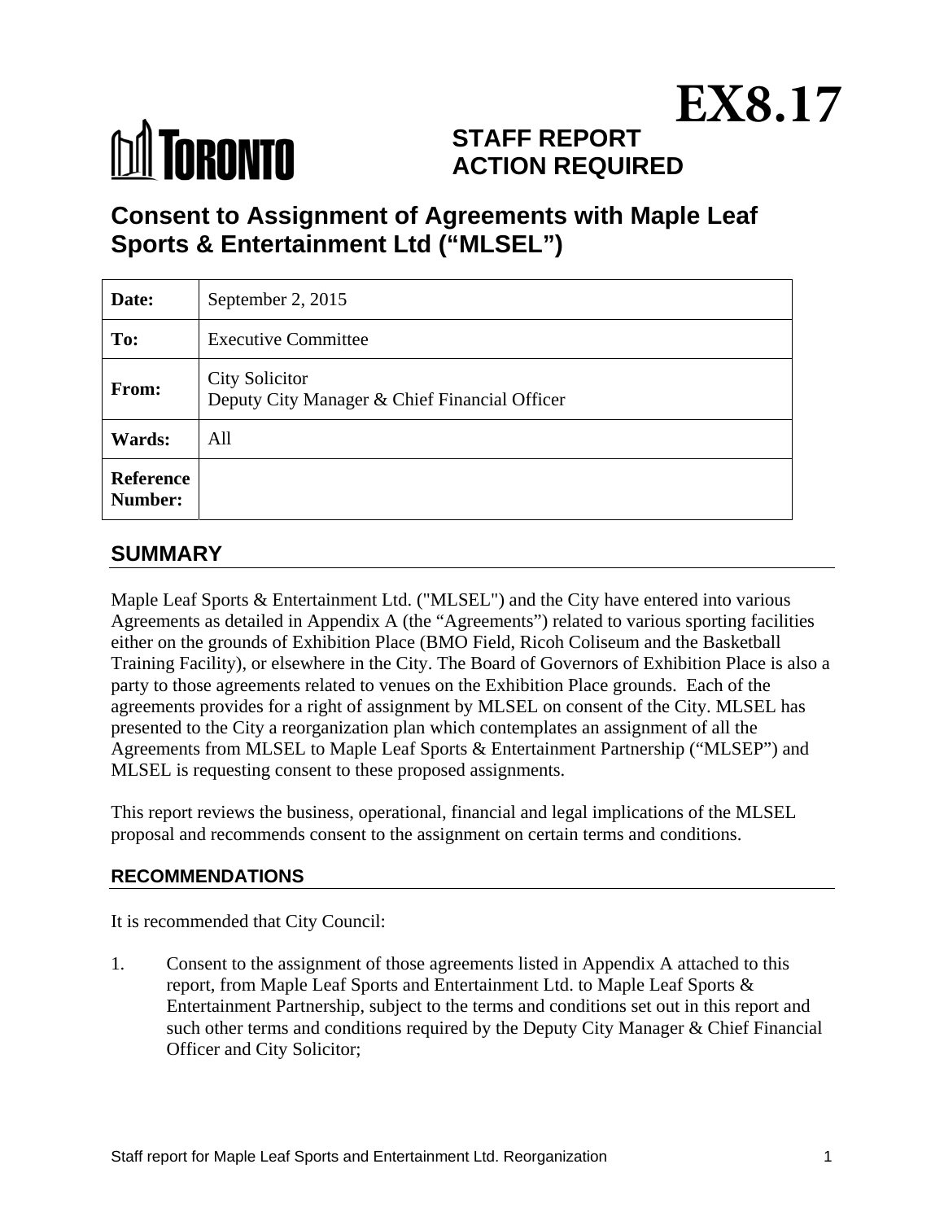EX8.17

TORONTO

**STAFF REPORT**
**ACTION REQUIRED**

# Consent to Assignment of Agreements with Maple Leaf Sports & Entertainment Ltd ("MLSEL")

| | |
|---|---|
| **Date:** | September 2, 2015 |
| **To:** | Executive Committee |
| **From:** | City Solicitor<br>Deputy City Manager & Chief Financial Officer |
| **Wards:** | All |
| **Reference Number:** | |

## SUMMARY

Maple Leaf Sports & Entertainment Ltd. ("MLSEL") and the City have entered into various Agreements as detailed in Appendix A (the "Agreements") related to various sporting facilities either on the grounds of Exhibition Place (BMO Field, Ricoh Coliseum and the Basketball Training Facility), or elsewhere in the City. The Board of Governors of Exhibition Place is also a party to those agreements related to venues on the Exhibition Place grounds. Each of the agreements provides for a right of assignment by MLSEL on consent of the City. MLSEL has presented to the City a reorganization plan which contemplates an assignment of all the Agreements from MLSEL to Maple Leaf Sports & Entertainment Partnership ("MLSEP") and MLSEL is requesting consent to these proposed assignments.

This report reviews the business, operational, financial and legal implications of the MLSEL proposal and recommends consent to the assignment on certain terms and conditions.

### RECOMMENDATIONS

It is recommended that City Council:

1. Consent to the assignment of those agreements listed in Appendix A attached to this report, from Maple Leaf Sports and Entertainment Ltd. to Maple Leaf Sports & Entertainment Partnership, subject to the terms and conditions set out in this report and such other terms and conditions required by the Deputy City Manager & Chief Financial Officer and City Solicitor;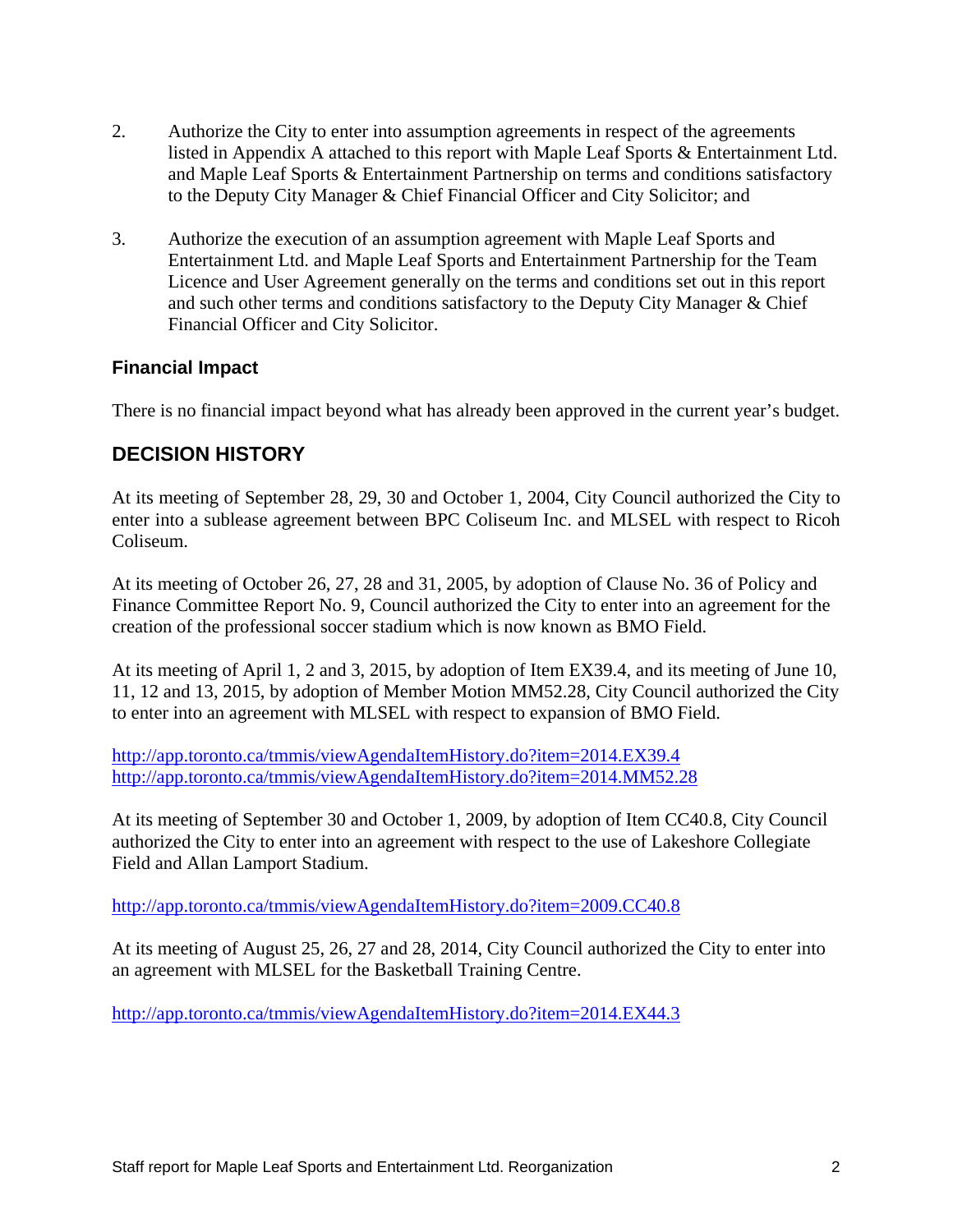2. Authorize the City to enter into assumption agreements in respect of the agreements listed in Appendix A attached to this report with Maple Leaf Sports & Entertainment Ltd. and Maple Leaf Sports & Entertainment Partnership on terms and conditions satisfactory to the Deputy City Manager & Chief Financial Officer and City Solicitor; and

3. Authorize the execution of an assumption agreement with Maple Leaf Sports and Entertainment Ltd. and Maple Leaf Sports and Entertainment Partnership for the Team Licence and User Agreement generally on the terms and conditions set out in this report and such other terms and conditions satisfactory to the Deputy City Manager & Chief Financial Officer and City Solicitor.

### Financial Impact

There is no financial impact beyond what has already been approved in the current year's budget.

## DECISION HISTORY

At its meeting of September 28, 29, 30 and October 1, 2004, City Council authorized the City to enter into a sublease agreement between BPC Coliseum Inc. and MLSEL with respect to Ricoh Coliseum.

At its meeting of October 26, 27, 28 and 31, 2005, by adoption of Clause No. 36 of Policy and Finance Committee Report No. 9, Council authorized the City to enter into an agreement for the creation of the professional soccer stadium which is now known as BMO Field.

At its meeting of April 1, 2 and 3, 2015, by adoption of Item EX39.4, and its meeting of June 10, 11, 12 and 13, 2015, by adoption of Member Motion MM52.28, City Council authorized the City to enter into an agreement with MLSEL with respect to expansion of BMO Field.

http://app.toronto.ca/tmmis/viewAgendaItemHistory.do?item=2014.EX39.4
http://app.toronto.ca/tmmis/viewAgendaItemHistory.do?item=2014.MM52.28

At its meeting of September 30 and October 1, 2009, by adoption of Item CC40.8, City Council authorized the City to enter into an agreement with respect to the use of Lakeshore Collegiate Field and Allan Lamport Stadium.

http://app.toronto.ca/tmmis/viewAgendaItemHistory.do?item=2009.CC40.8

At its meeting of August 25, 26, 27 and 28, 2014, City Council authorized the City to enter into an agreement with MLSEL for the Basketball Training Centre.

http://app.toronto.ca/tmmis/viewAgendaItemHistory.do?item=2014.EX44.3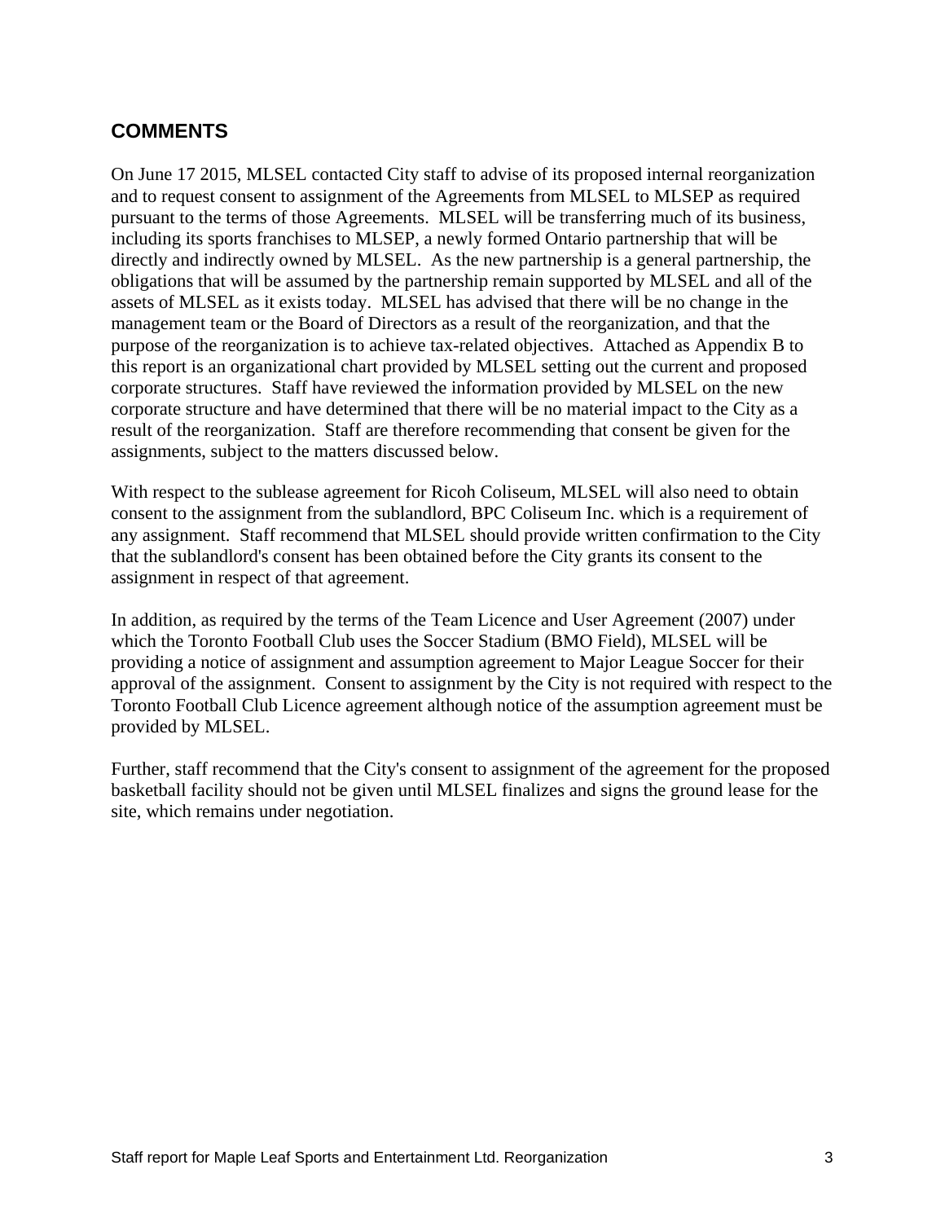## COMMENTS

On June 17 2015, MLSEL contacted City staff to advise of its proposed internal reorganization and to request consent to assignment of the Agreements from MLSEL to MLSEP as required pursuant to the terms of those Agreements. MLSEL will be transferring much of its business, including its sports franchises to MLSEP, a newly formed Ontario partnership that will be directly and indirectly owned by MLSEL. As the new partnership is a general partnership, the obligations that will be assumed by the partnership remain supported by MLSEL and all of the assets of MLSEL as it exists today. MLSEL has advised that there will be no change in the management team or the Board of Directors as a result of the reorganization, and that the purpose of the reorganization is to achieve tax-related objectives. Attached as Appendix B to this report is an organizational chart provided by MLSEL setting out the current and proposed corporate structures. Staff have reviewed the information provided by MLSEL on the new corporate structure and have determined that there will be no material impact to the City as a result of the reorganization. Staff are therefore recommending that consent be given for the assignments, subject to the matters discussed below.

With respect to the sublease agreement for Ricoh Coliseum, MLSEL will also need to obtain consent to the assignment from the sublandlord, BPC Coliseum Inc. which is a requirement of any assignment. Staff recommend that MLSEL should provide written confirmation to the City that the sublandlord's consent has been obtained before the City grants its consent to the assignment in respect of that agreement.

In addition, as required by the terms of the Team Licence and User Agreement (2007) under which the Toronto Football Club uses the Soccer Stadium (BMO Field), MLSEL will be providing a notice of assignment and assumption agreement to Major League Soccer for their approval of the assignment. Consent to assignment by the City is not required with respect to the Toronto Football Club Licence agreement although notice of the assumption agreement must be provided by MLSEL.

Further, staff recommend that the City's consent to assignment of the agreement for the proposed basketball facility should not be given until MLSEL finalizes and signs the ground lease for the site, which remains under negotiation.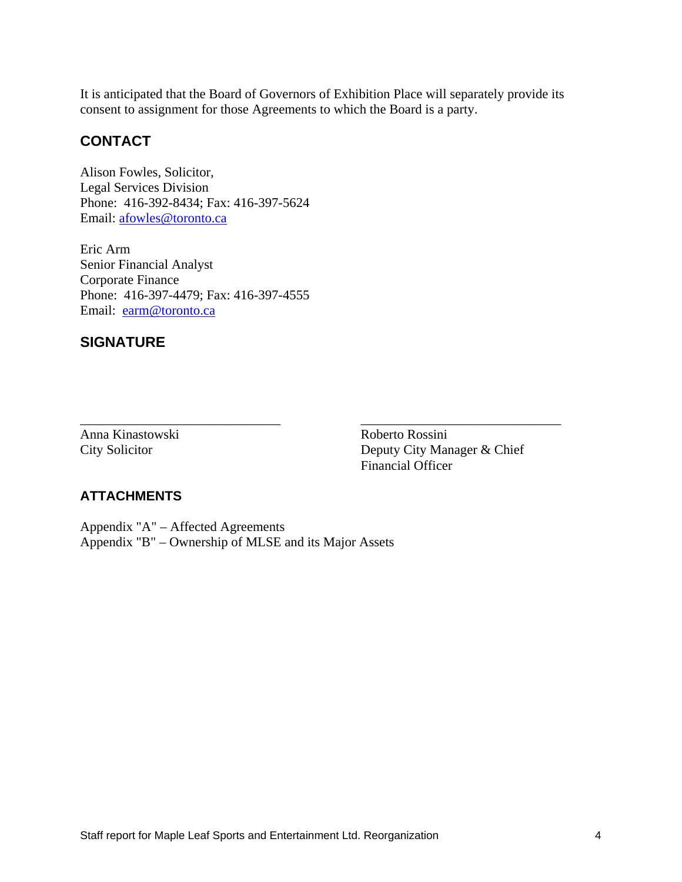It is anticipated that the Board of Governors of Exhibition Place will separately provide its consent to assignment for those Agreements to which the Board is a party.

## CONTACT

Alison Fowles, Solicitor,
Legal Services Division
Phone: 416-392-8434; Fax: 416-397-5624
Email: afowles@toronto.ca

Eric Arm
Senior Financial Analyst
Corporate Finance
Phone: 416-397-4479; Fax: 416-397-4555
Email: earm@toronto.ca

## SIGNATURE

_______________________________
Anna Kinastowski
City Solicitor

_______________________________
Roberto Rossini
Deputy City Manager & Chief Financial Officer

## ATTACHMENTS

Appendix "A" – Affected Agreements
Appendix "B" – Ownership of MLSE and its Major Assets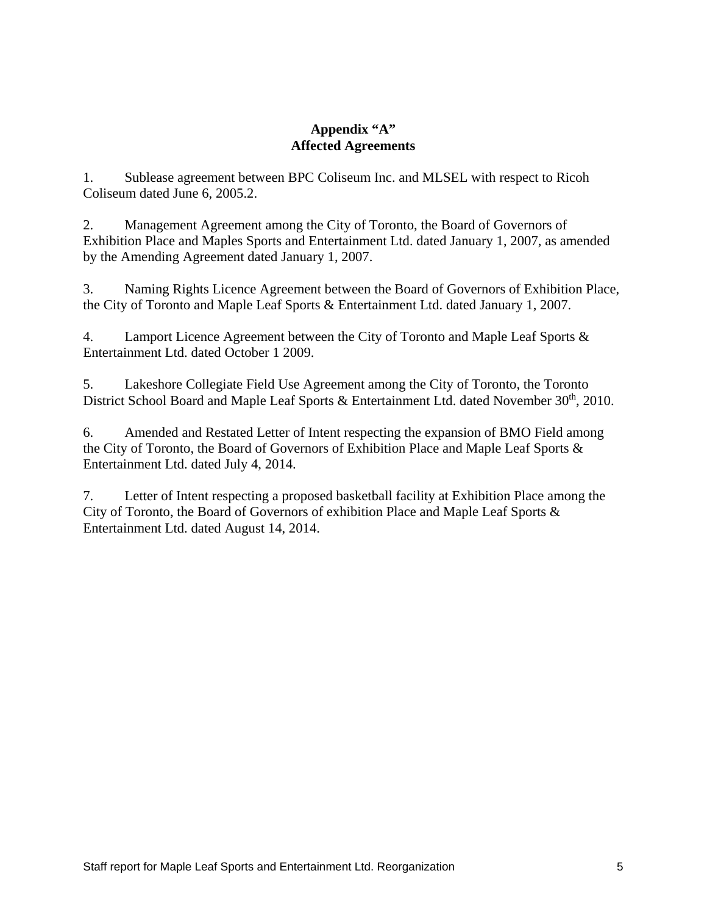**Appendix "A"**
**Affected Agreements**

1. Sublease agreement between BPC Coliseum Inc. and MLSEL with respect to Ricoh Coliseum dated June 6, 2005.2.

2. Management Agreement among the City of Toronto, the Board of Governors of Exhibition Place and Maples Sports and Entertainment Ltd. dated January 1, 2007, as amended by the Amending Agreement dated January 1, 2007.

3. Naming Rights Licence Agreement between the Board of Governors of Exhibition Place, the City of Toronto and Maple Leaf Sports & Entertainment Ltd. dated January 1, 2007.

4. Lamport Licence Agreement between the City of Toronto and Maple Leaf Sports & Entertainment Ltd. dated October 1 2009.

5. Lakeshore Collegiate Field Use Agreement among the City of Toronto, the Toronto District School Board and Maple Leaf Sports & Entertainment Ltd. dated November 30th, 2010.

6. Amended and Restated Letter of Intent respecting the expansion of BMO Field among the City of Toronto, the Board of Governors of Exhibition Place and Maple Leaf Sports & Entertainment Ltd. dated July 4, 2014.

7. Letter of Intent respecting a proposed basketball facility at Exhibition Place among the City of Toronto, the Board of Governors of exhibition Place and Maple Leaf Sports & Entertainment Ltd. dated August 14, 2014.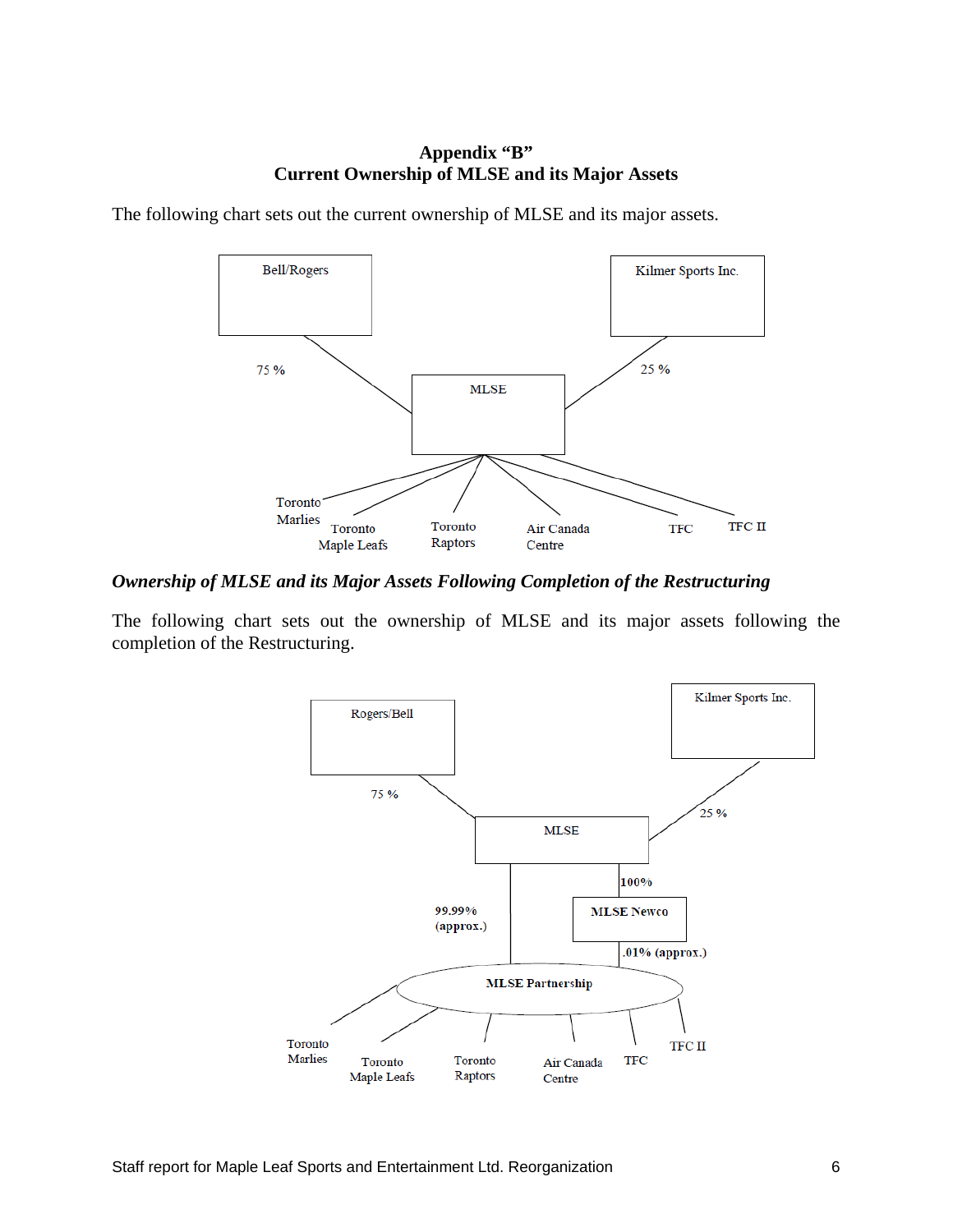**Appendix "B"**
**Current Ownership of MLSE and its Major Assets**

The following chart sets out the current ownership of MLSE and its major assets.

Bell/Rogers

Kilmer Sports Inc.

75 %

25 %

MLSE

Toronto Marlies

Toronto Maple Leafs

Toronto Raptors

Air Canada Centre

TFC

TFC II

***Ownership of MLSE and its Major Assets Following Completion of the Restructuring***

The following chart sets out the ownership of MLSE and its major assets following the completion of the Restructuring.

Rogers/Bell

Kilmer Sports Inc.

75 %

25 %

MLSE

100%

99.99% (approx.)

MLSE Newco

.01% (approx.)

MLSE Partnership

Toronto Marlies

Toronto Maple Leafs

Toronto Raptors

Air Canada Centre

TFC

TFC II